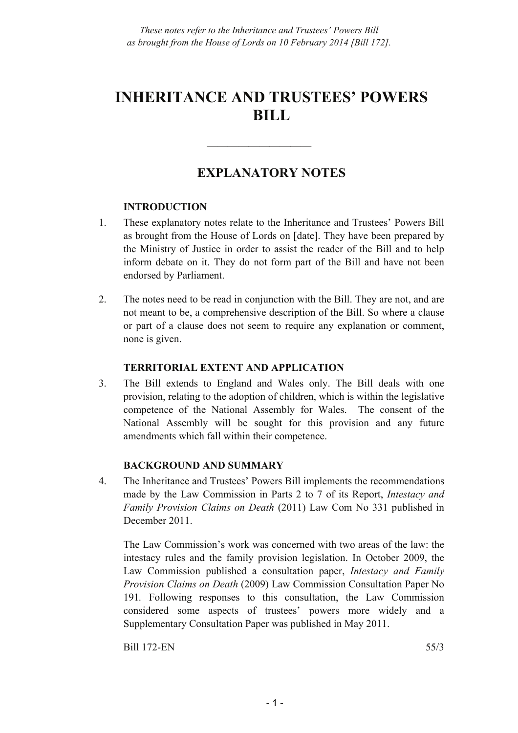*These notes refer to the Inheritance and Trustees' Powers Bill as brought from the House of Lords on 10 February 2014 [Bill 172].*

# INHERITANCE AND TRUSTEES' POWERS BILL

---

## EXPLANATORY NOTES

### INTRODUCTION

1. These explanatory notes relate to the Inheritance and Trustees' Powers Bill as brought from the House of Lords on [date]. They have been prepared by the Ministry of Justice in order to assist the reader of the Bill and to help inform debate on it. They do not form part of the Bill and have not been endorsed by Parliament.

2. The notes need to be read in conjunction with the Bill. They are not, and are not meant to be, a comprehensive description of the Bill. So where a clause or part of a clause does not seem to require any explanation or comment, none is given.

### TERRITORIAL EXTENT AND APPLICATION

3. The Bill extends to England and Wales only. The Bill deals with one provision, relating to the adoption of children, which is within the legislative competence of the National Assembly for Wales. The consent of the National Assembly will be sought for this provision and any future amendments which fall within their competence.

### BACKGROUND AND SUMMARY

4. The Inheritance and Trustees' Powers Bill implements the recommendations made by the Law Commission in Parts 2 to 7 of its Report, *Intestacy and Family Provision Claims on Death* (2011) Law Com No 331 published in December 2011.

   The Law Commission's work was concerned with two areas of the law: the intestacy rules and the family provision legislation. In October 2009, the Law Commission published a consultation paper, *Intestacy and Family Provision Claims on Death* (2009) Law Commission Consultation Paper No 191. Following responses to this consultation, the Law Commission considered some aspects of trustees' powers more widely and a Supplementary Consultation Paper was published in May 2011.

Bill 172-EN 55/3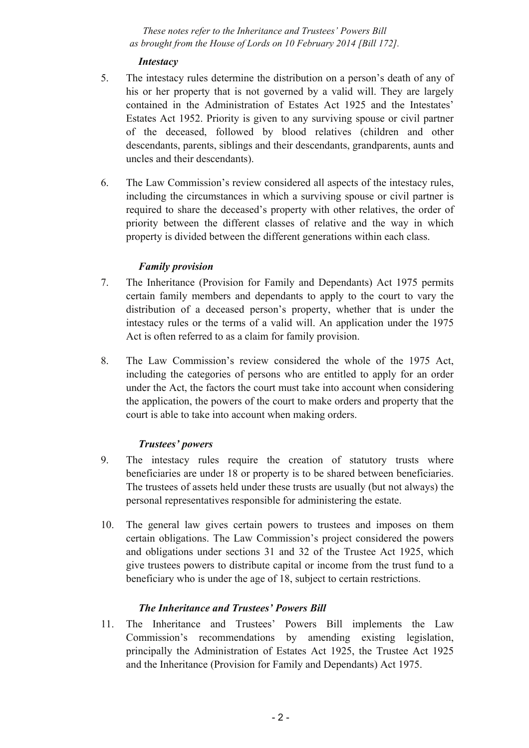### *Intestacy*

5. The intestacy rules determine the distribution on a person's death of any of his or her property that is not governed by a valid will. They are largely contained in the Administration of Estates Act 1925 and the Intestates' Estates Act 1952. Priority is given to any surviving spouse or civil partner of the deceased, followed by blood relatives (children and other descendants, parents, siblings and their descendants, grandparents, aunts and uncles and their descendants).

6. The Law Commission's review considered all aspects of the intestacy rules, including the circumstances in which a surviving spouse or civil partner is required to share the deceased's property with other relatives, the order of priority between the different classes of relative and the way in which property is divided between the different generations within each class.

### *Family provision*

7. The Inheritance (Provision for Family and Dependants) Act 1975 permits certain family members and dependants to apply to the court to vary the distribution of a deceased person's property, whether that is under the intestacy rules or the terms of a valid will. An application under the 1975 Act is often referred to as a claim for family provision.

8. The Law Commission's review considered the whole of the 1975 Act, including the categories of persons who are entitled to apply for an order under the Act, the factors the court must take into account when considering the application, the powers of the court to make orders and property that the court is able to take into account when making orders.

### *Trustees' powers*

9. The intestacy rules require the creation of statutory trusts where beneficiaries are under 18 or property is to be shared between beneficiaries. The trustees of assets held under these trusts are usually (but not always) the personal representatives responsible for administering the estate.

10. The general law gives certain powers to trustees and imposes on them certain obligations. The Law Commission's project considered the powers and obligations under sections 31 and 32 of the Trustee Act 1925, which give trustees powers to distribute capital or income from the trust fund to a beneficiary who is under the age of 18, subject to certain restrictions.

### *The Inheritance and Trustees' Powers Bill*

11. The Inheritance and Trustees' Powers Bill implements the Law Commission's recommendations by amending existing legislation, principally the Administration of Estates Act 1925, the Trustee Act 1925 and the Inheritance (Provision for Family and Dependants) Act 1975.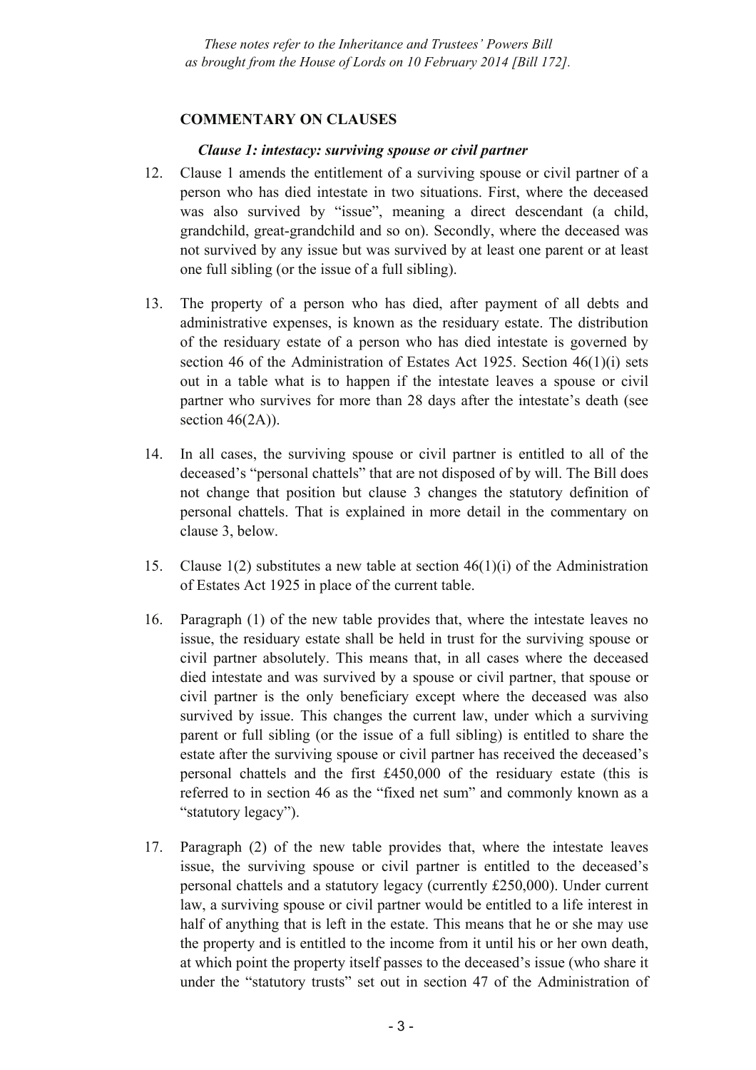## COMMENTARY ON CLAUSES

### *Clause 1: intestacy: surviving spouse or civil partner*

12. Clause 1 amends the entitlement of a surviving spouse or civil partner of a person who has died intestate in two situations. First, where the deceased was also survived by "issue", meaning a direct descendant (a child, grandchild, great-grandchild and so on). Secondly, where the deceased was not survived by any issue but was survived by at least one parent or at least one full sibling (or the issue of a full sibling).

13. The property of a person who has died, after payment of all debts and administrative expenses, is known as the residuary estate. The distribution of the residuary estate of a person who has died intestate is governed by section 46 of the Administration of Estates Act 1925. Section 46(1)(i) sets out in a table what is to happen if the intestate leaves a spouse or civil partner who survives for more than 28 days after the intestate's death (see section 46(2A)).

14. In all cases, the surviving spouse or civil partner is entitled to all of the deceased's "personal chattels" that are not disposed of by will. The Bill does not change that position but clause 3 changes the statutory definition of personal chattels. That is explained in more detail in the commentary on clause 3, below.

15. Clause 1(2) substitutes a new table at section 46(1)(i) of the Administration of Estates Act 1925 in place of the current table.

16. Paragraph (1) of the new table provides that, where the intestate leaves no issue, the residuary estate shall be held in trust for the surviving spouse or civil partner absolutely. This means that, in all cases where the deceased died intestate and was survived by a spouse or civil partner, that spouse or civil partner is the only beneficiary except where the deceased was also survived by issue. This changes the current law, under which a surviving parent or full sibling (or the issue of a full sibling) is entitled to share the estate after the surviving spouse or civil partner has received the deceased's personal chattels and the first £450,000 of the residuary estate (this is referred to in section 46 as the "fixed net sum" and commonly known as a "statutory legacy").

17. Paragraph (2) of the new table provides that, where the intestate leaves issue, the surviving spouse or civil partner is entitled to the deceased's personal chattels and a statutory legacy (currently £250,000). Under current law, a surviving spouse or civil partner would be entitled to a life interest in half of anything that is left in the estate. This means that he or she may use the property and is entitled to the income from it until his or her own death, at which point the property itself passes to the deceased's issue (who share it under the "statutory trusts" set out in section 47 of the Administration of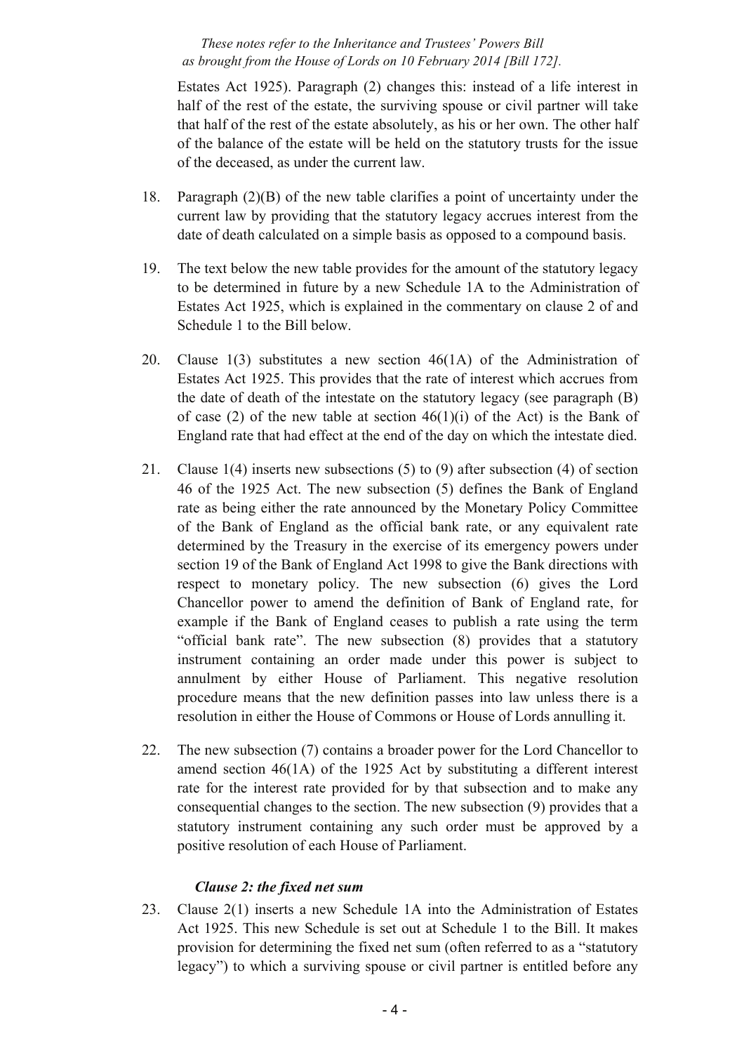Estates Act 1925). Paragraph (2) changes this: instead of a life interest in half of the rest of the estate, the surviving spouse or civil partner will take that half of the rest of the estate absolutely, as his or her own. The other half of the balance of the estate will be held on the statutory trusts for the issue of the deceased, as under the current law.

18. Paragraph (2)(B) of the new table clarifies a point of uncertainty under the current law by providing that the statutory legacy accrues interest from the date of death calculated on a simple basis as opposed to a compound basis.

19. The text below the new table provides for the amount of the statutory legacy to be determined in future by a new Schedule 1A to the Administration of Estates Act 1925, which is explained in the commentary on clause 2 of and Schedule 1 to the Bill below.

20. Clause 1(3) substitutes a new section 46(1A) of the Administration of Estates Act 1925. This provides that the rate of interest which accrues from the date of death of the intestate on the statutory legacy (see paragraph (B) of case (2) of the new table at section 46(1)(i) of the Act) is the Bank of England rate that had effect at the end of the day on which the intestate died.

21. Clause 1(4) inserts new subsections (5) to (9) after subsection (4) of section 46 of the 1925 Act. The new subsection (5) defines the Bank of England rate as being either the rate announced by the Monetary Policy Committee of the Bank of England as the official bank rate, or any equivalent rate determined by the Treasury in the exercise of its emergency powers under section 19 of the Bank of England Act 1998 to give the Bank directions with respect to monetary policy. The new subsection (6) gives the Lord Chancellor power to amend the definition of Bank of England rate, for example if the Bank of England ceases to publish a rate using the term "official bank rate". The new subsection (8) provides that a statutory instrument containing an order made under this power is subject to annulment by either House of Parliament. This negative resolution procedure means that the new definition passes into law unless there is a resolution in either the House of Commons or House of Lords annulling it.

22. The new subsection (7) contains a broader power for the Lord Chancellor to amend section 46(1A) of the 1925 Act by substituting a different interest rate for the interest rate provided for by that subsection and to make any consequential changes to the section. The new subsection (9) provides that a statutory instrument containing any such order must be approved by a positive resolution of each House of Parliament.

### *Clause 2: the fixed net sum*

23. Clause 2(1) inserts a new Schedule 1A into the Administration of Estates Act 1925. This new Schedule is set out at Schedule 1 to the Bill. It makes provision for determining the fixed net sum (often referred to as a "statutory legacy") to which a surviving spouse or civil partner is entitled before any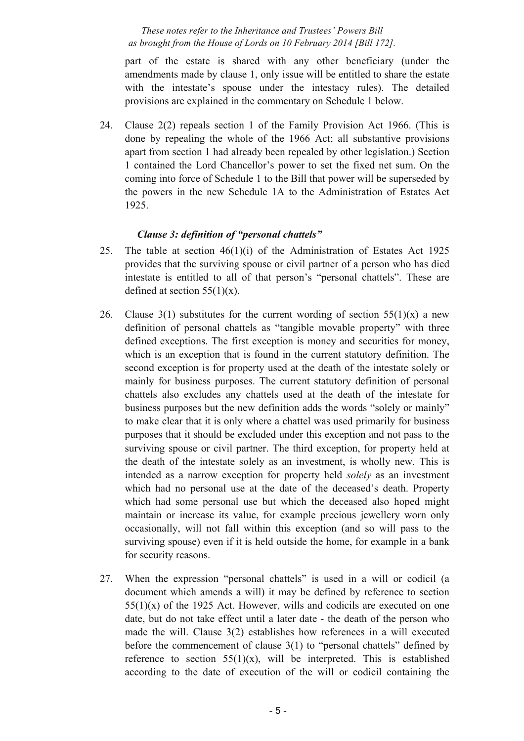part of the estate is shared with any other beneficiary (under the amendments made by clause 1, only issue will be entitled to share the estate with the intestate's spouse under the intestacy rules). The detailed provisions are explained in the commentary on Schedule 1 below.

24. Clause 2(2) repeals section 1 of the Family Provision Act 1966. (This is done by repealing the whole of the 1966 Act; all substantive provisions apart from section 1 had already been repealed by other legislation.) Section 1 contained the Lord Chancellor's power to set the fixed net sum. On the coming into force of Schedule 1 to the Bill that power will be superseded by the powers in the new Schedule 1A to the Administration of Estates Act 1925.

### *Clause 3: definition of "personal chattels"*

25. The table at section 46(1)(i) of the Administration of Estates Act 1925 provides that the surviving spouse or civil partner of a person who has died intestate is entitled to all of that person's "personal chattels". These are defined at section 55(1)(x).

26. Clause 3(1) substitutes for the current wording of section 55(1)(x) a new definition of personal chattels as "tangible movable property" with three defined exceptions. The first exception is money and securities for money, which is an exception that is found in the current statutory definition. The second exception is for property used at the death of the intestate solely or mainly for business purposes. The current statutory definition of personal chattels also excludes any chattels used at the death of the intestate for business purposes but the new definition adds the words "solely or mainly" to make clear that it is only where a chattel was used primarily for business purposes that it should be excluded under this exception and not pass to the surviving spouse or civil partner. The third exception, for property held at the death of the intestate solely as an investment, is wholly new. This is intended as a narrow exception for property held *solely* as an investment which had no personal use at the date of the deceased's death. Property which had some personal use but which the deceased also hoped might maintain or increase its value, for example precious jewellery worn only occasionally, will not fall within this exception (and so will pass to the surviving spouse) even if it is held outside the home, for example in a bank for security reasons.

27. When the expression "personal chattels" is used in a will or codicil (a document which amends a will) it may be defined by reference to section 55(1)(x) of the 1925 Act. However, wills and codicils are executed on one date, but do not take effect until a later date - the death of the person who made the will. Clause 3(2) establishes how references in a will executed before the commencement of clause 3(1) to "personal chattels" defined by reference to section 55(1)(x), will be interpreted. This is established according to the date of execution of the will or codicil containing the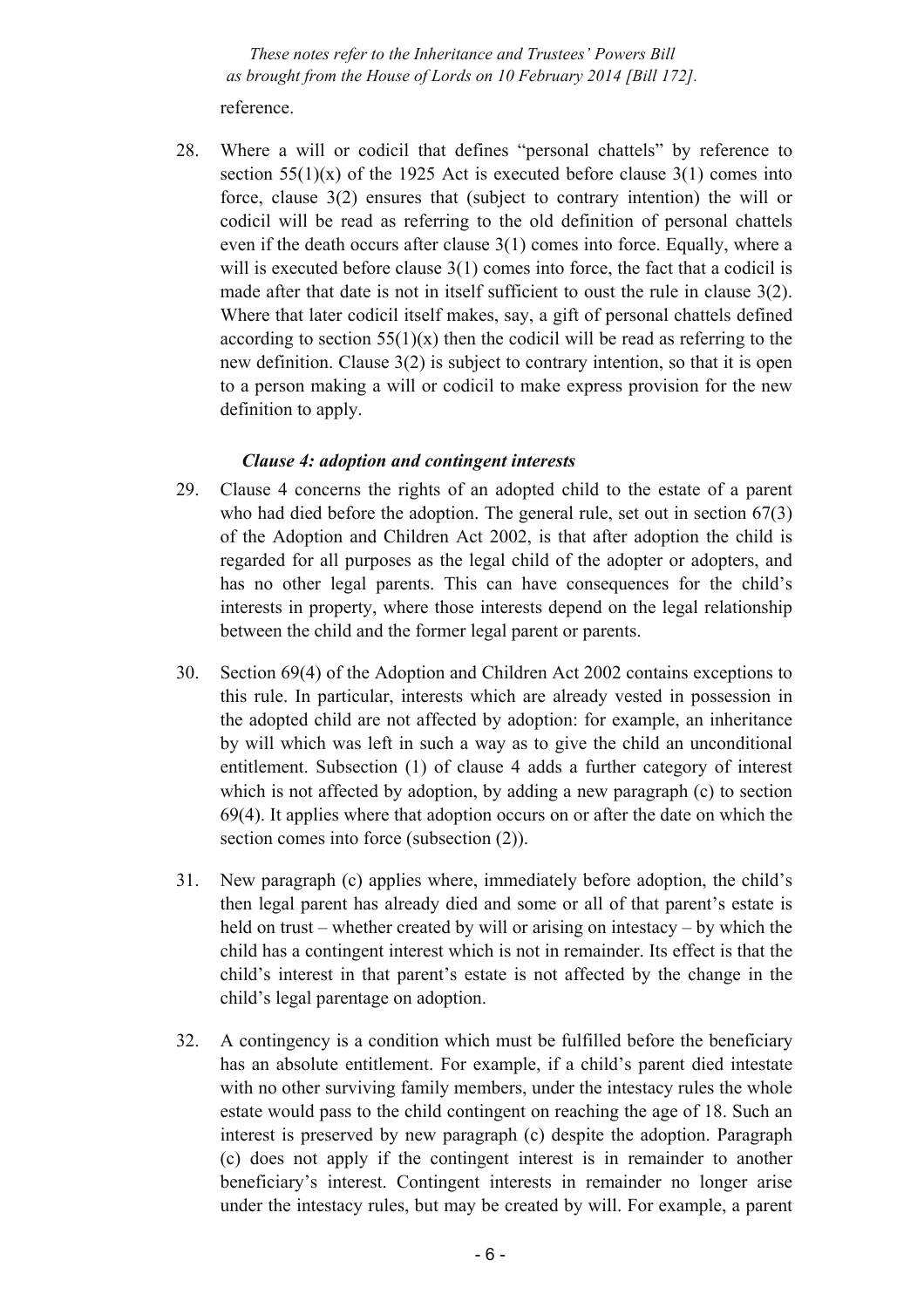reference.

28. Where a will or codicil that defines "personal chattels" by reference to section 55(1)(x) of the 1925 Act is executed before clause 3(1) comes into force, clause 3(2) ensures that (subject to contrary intention) the will or codicil will be read as referring to the old definition of personal chattels even if the death occurs after clause 3(1) comes into force. Equally, where a will is executed before clause 3(1) comes into force, the fact that a codicil is made after that date is not in itself sufficient to oust the rule in clause 3(2). Where that later codicil itself makes, say, a gift of personal chattels defined according to section 55(1)(x) then the codicil will be read as referring to the new definition. Clause 3(2) is subject to contrary intention, so that it is open to a person making a will or codicil to make express provision for the new definition to apply.

### *Clause 4: adoption and contingent interests*

29. Clause 4 concerns the rights of an adopted child to the estate of a parent who had died before the adoption. The general rule, set out in section 67(3) of the Adoption and Children Act 2002, is that after adoption the child is regarded for all purposes as the legal child of the adopter or adopters, and has no other legal parents. This can have consequences for the child's interests in property, where those interests depend on the legal relationship between the child and the former legal parent or parents.

30. Section 69(4) of the Adoption and Children Act 2002 contains exceptions to this rule. In particular, interests which are already vested in possession in the adopted child are not affected by adoption: for example, an inheritance by will which was left in such a way as to give the child an unconditional entitlement. Subsection (1) of clause 4 adds a further category of interest which is not affected by adoption, by adding a new paragraph (c) to section 69(4). It applies where that adoption occurs on or after the date on which the section comes into force (subsection (2)).

31. New paragraph (c) applies where, immediately before adoption, the child's then legal parent has already died and some or all of that parent's estate is held on trust – whether created by will or arising on intestacy – by which the child has a contingent interest which is not in remainder. Its effect is that the child's interest in that parent's estate is not affected by the change in the child's legal parentage on adoption.

32. A contingency is a condition which must be fulfilled before the beneficiary has an absolute entitlement. For example, if a child's parent died intestate with no other surviving family members, under the intestacy rules the whole estate would pass to the child contingent on reaching the age of 18. Such an interest is preserved by new paragraph (c) despite the adoption. Paragraph (c) does not apply if the contingent interest is in remainder to another beneficiary's interest. Contingent interests in remainder no longer arise under the intestacy rules, but may be created by will. For example, a parent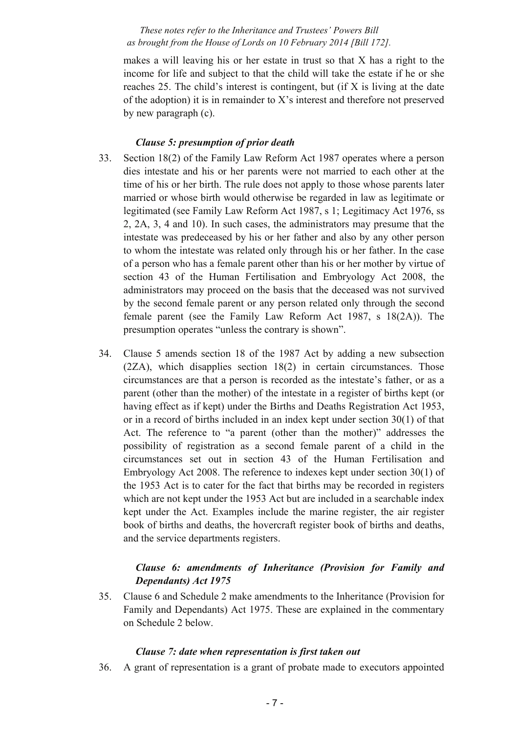makes a will leaving his or her estate in trust so that X has a right to the income for life and subject to that the child will take the estate if he or she reaches 25. The child's interest is contingent, but (if X is living at the date of the adoption) it is in remainder to X's interest and therefore not preserved by new paragraph (c).

### *Clause 5: presumption of prior death*

33. Section 18(2) of the Family Law Reform Act 1987 operates where a person dies intestate and his or her parents were not married to each other at the time of his or her birth. The rule does not apply to those whose parents later married or whose birth would otherwise be regarded in law as legitimate or legitimated (see Family Law Reform Act 1987, s 1; Legitimacy Act 1976, ss 2, 2A, 3, 4 and 10). In such cases, the administrators may presume that the intestate was predeceased by his or her father and also by any other person to whom the intestate was related only through his or her father. In the case of a person who has a female parent other than his or her mother by virtue of section 43 of the Human Fertilisation and Embryology Act 2008, the administrators may proceed on the basis that the deceased was not survived by the second female parent or any person related only through the second female parent (see the Family Law Reform Act 1987, s 18(2A)). The presumption operates "unless the contrary is shown".

34. Clause 5 amends section 18 of the 1987 Act by adding a new subsection (2ZA), which disapplies section 18(2) in certain circumstances. Those circumstances are that a person is recorded as the intestate's father, or as a parent (other than the mother) of the intestate in a register of births kept (or having effect as if kept) under the Births and Deaths Registration Act 1953, or in a record of births included in an index kept under section 30(1) of that Act. The reference to "a parent (other than the mother)" addresses the possibility of registration as a second female parent of a child in the circumstances set out in section 43 of the Human Fertilisation and Embryology Act 2008. The reference to indexes kept under section 30(1) of the 1953 Act is to cater for the fact that births may be recorded in registers which are not kept under the 1953 Act but are included in a searchable index kept under the Act. Examples include the marine register, the air register book of births and deaths, the hovercraft register book of births and deaths, and the service departments registers.

### *Clause 6: amendments of Inheritance (Provision for Family and Dependants) Act 1975*

35. Clause 6 and Schedule 2 make amendments to the Inheritance (Provision for Family and Dependants) Act 1975. These are explained in the commentary on Schedule 2 below.

### *Clause 7: date when representation is first taken out*

36. A grant of representation is a grant of probate made to executors appointed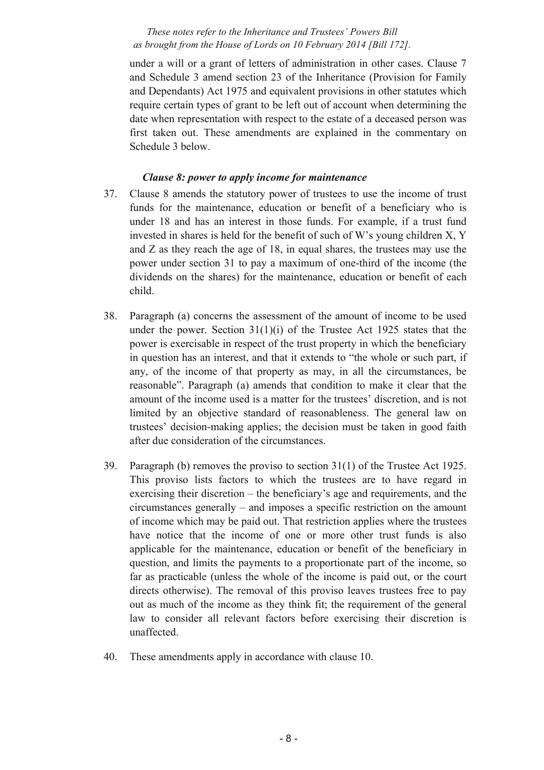under a will or a grant of letters of administration in other cases. Clause 7 and Schedule 3 amend section 23 of the Inheritance (Provision for Family and Dependants) Act 1975 and equivalent provisions in other statutes which require certain types of grant to be left out of account when determining the date when representation with respect to the estate of a deceased person was first taken out. These amendments are explained in the commentary on Schedule 3 below.

### *Clause 8: power to apply income for maintenance*

37. Clause 8 amends the statutory power of trustees to use the income of trust funds for the maintenance, education or benefit of a beneficiary who is under 18 and has an interest in those funds. For example, if a trust fund invested in shares is held for the benefit of such of W's young children X, Y and Z as they reach the age of 18, in equal shares, the trustees may use the power under section 31 to pay a maximum of one-third of the income (the dividends on the shares) for the maintenance, education or benefit of each child.

38. Paragraph (a) concerns the assessment of the amount of income to be used under the power. Section 31(1)(i) of the Trustee Act 1925 states that the power is exercisable in respect of the trust property in which the beneficiary in question has an interest, and that it extends to "the whole or such part, if any, of the income of that property as may, in all the circumstances, be reasonable". Paragraph (a) amends that condition to make it clear that the amount of the income used is a matter for the trustees' discretion, and is not limited by an objective standard of reasonableness. The general law on trustees' decision-making applies; the decision must be taken in good faith after due consideration of the circumstances.

39. Paragraph (b) removes the proviso to section 31(1) of the Trustee Act 1925. This proviso lists factors to which the trustees are to have regard in exercising their discretion – the beneficiary's age and requirements, and the circumstances generally – and imposes a specific restriction on the amount of income which may be paid out. That restriction applies where the trustees have notice that the income of one or more other trust funds is also applicable for the maintenance, education or benefit of the beneficiary in question, and limits the payments to a proportionate part of the income, so far as practicable (unless the whole of the income is paid out, or the court directs otherwise). The removal of this proviso leaves trustees free to pay out as much of the income as they think fit; the requirement of the general law to consider all relevant factors before exercising their discretion is unaffected.

40. These amendments apply in accordance with clause 10.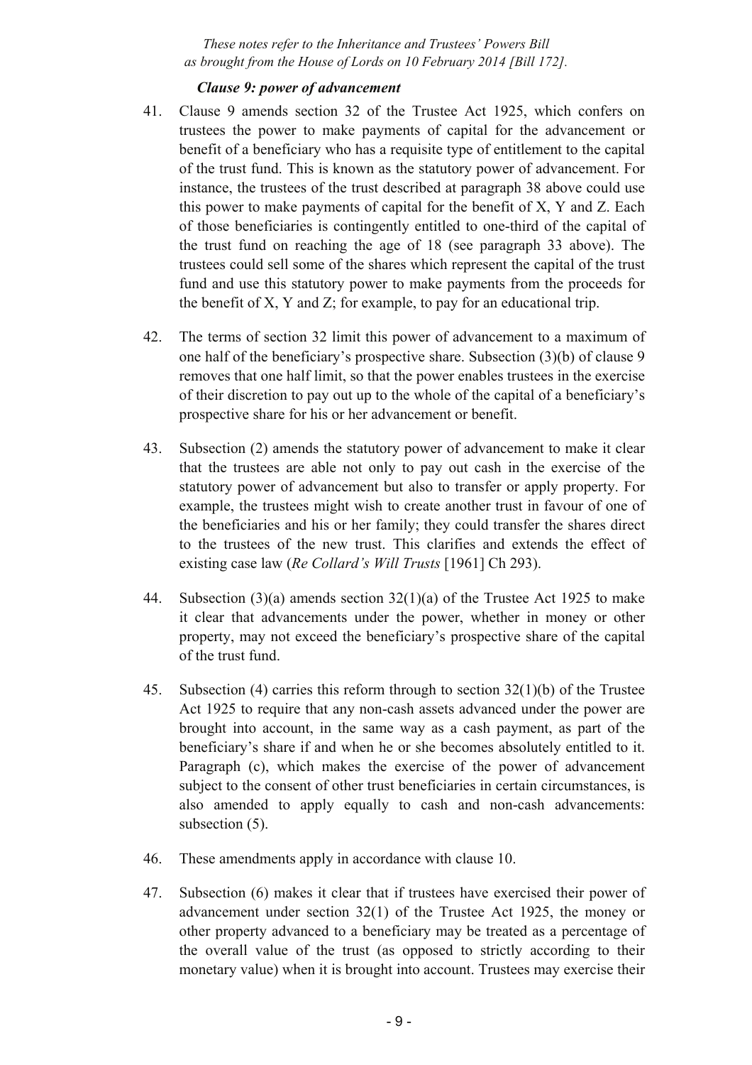### *Clause 9: power of advancement*

41. Clause 9 amends section 32 of the Trustee Act 1925, which confers on trustees the power to make payments of capital for the advancement or benefit of a beneficiary who has a requisite type of entitlement to the capital of the trust fund. This is known as the statutory power of advancement. For instance, the trustees of the trust described at paragraph 38 above could use this power to make payments of capital for the benefit of X, Y and Z. Each of those beneficiaries is contingently entitled to one-third of the capital of the trust fund on reaching the age of 18 (see paragraph 33 above). The trustees could sell some of the shares which represent the capital of the trust fund and use this statutory power to make payments from the proceeds for the benefit of X, Y and Z; for example, to pay for an educational trip.

42. The terms of section 32 limit this power of advancement to a maximum of one half of the beneficiary's prospective share. Subsection (3)(b) of clause 9 removes that one half limit, so that the power enables trustees in the exercise of their discretion to pay out up to the whole of the capital of a beneficiary's prospective share for his or her advancement or benefit.

43. Subsection (2) amends the statutory power of advancement to make it clear that the trustees are able not only to pay out cash in the exercise of the statutory power of advancement but also to transfer or apply property. For example, the trustees might wish to create another trust in favour of one of the beneficiaries and his or her family; they could transfer the shares direct to the trustees of the new trust. This clarifies and extends the effect of existing case law (*Re Collard's Will Trusts* [1961] Ch 293).

44. Subsection (3)(a) amends section 32(1)(a) of the Trustee Act 1925 to make it clear that advancements under the power, whether in money or other property, may not exceed the beneficiary's prospective share of the capital of the trust fund.

45. Subsection (4) carries this reform through to section 32(1)(b) of the Trustee Act 1925 to require that any non-cash assets advanced under the power are brought into account, in the same way as a cash payment, as part of the beneficiary's share if and when he or she becomes absolutely entitled to it. Paragraph (c), which makes the exercise of the power of advancement subject to the consent of other trust beneficiaries in certain circumstances, is also amended to apply equally to cash and non-cash advancements: subsection (5).

46. These amendments apply in accordance with clause 10.

47. Subsection (6) makes it clear that if trustees have exercised their power of advancement under section 32(1) of the Trustee Act 1925, the money or other property advanced to a beneficiary may be treated as a percentage of the overall value of the trust (as opposed to strictly according to their monetary value) when it is brought into account. Trustees may exercise their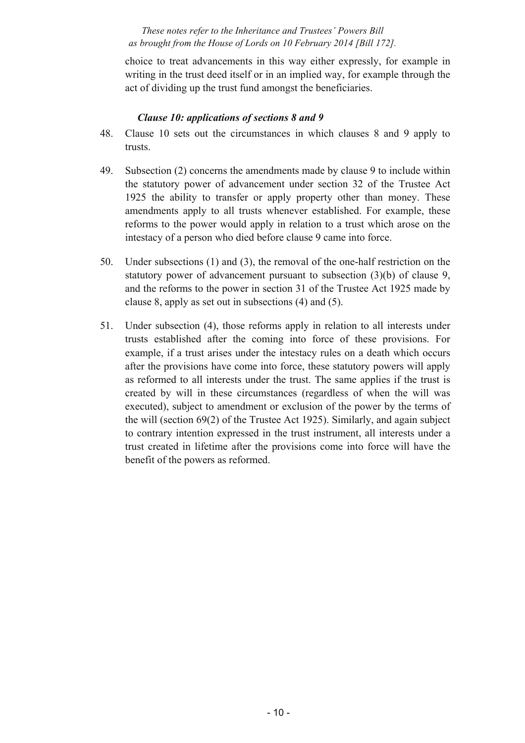choice to treat advancements in this way either expressly, for example in writing in the trust deed itself or in an implied way, for example through the act of dividing up the trust fund amongst the beneficiaries.

### *Clause 10: applications of sections 8 and 9*

48. Clause 10 sets out the circumstances in which clauses 8 and 9 apply to trusts.

49. Subsection (2) concerns the amendments made by clause 9 to include within the statutory power of advancement under section 32 of the Trustee Act 1925 the ability to transfer or apply property other than money. These amendments apply to all trusts whenever established. For example, these reforms to the power would apply in relation to a trust which arose on the intestacy of a person who died before clause 9 came into force.

50. Under subsections (1) and (3), the removal of the one-half restriction on the statutory power of advancement pursuant to subsection (3)(b) of clause 9, and the reforms to the power in section 31 of the Trustee Act 1925 made by clause 8, apply as set out in subsections (4) and (5).

51. Under subsection (4), those reforms apply in relation to all interests under trusts established after the coming into force of these provisions. For example, if a trust arises under the intestacy rules on a death which occurs after the provisions have come into force, these statutory powers will apply as reformed to all interests under the trust. The same applies if the trust is created by will in these circumstances (regardless of when the will was executed), subject to amendment or exclusion of the power by the terms of the will (section 69(2) of the Trustee Act 1925). Similarly, and again subject to contrary intention expressed in the trust instrument, all interests under a trust created in lifetime after the provisions come into force will have the benefit of the powers as reformed.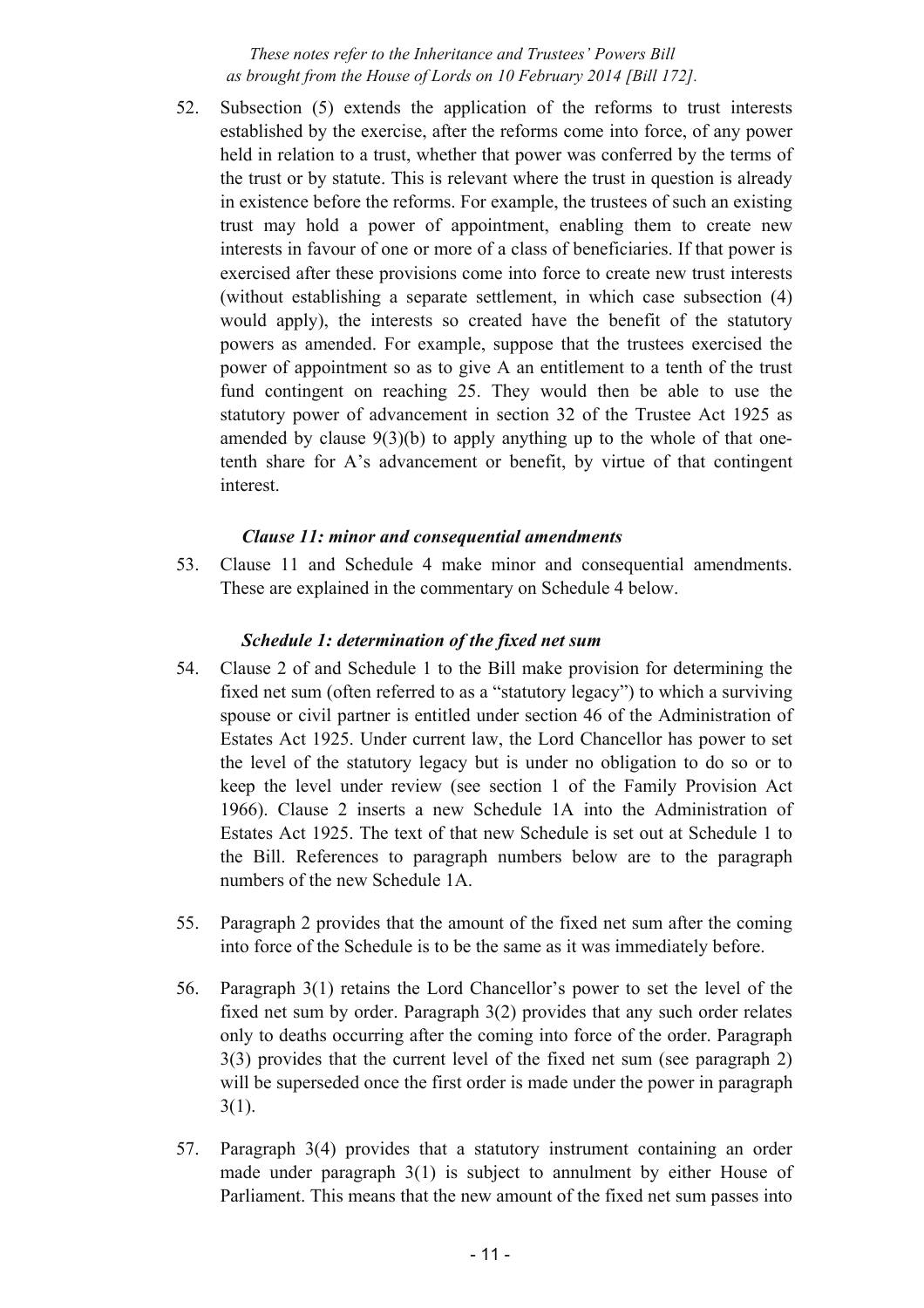52. Subsection (5) extends the application of the reforms to trust interests established by the exercise, after the reforms come into force, of any power held in relation to a trust, whether that power was conferred by the terms of the trust or by statute. This is relevant where the trust in question is already in existence before the reforms. For example, the trustees of such an existing trust may hold a power of appointment, enabling them to create new interests in favour of one or more of a class of beneficiaries. If that power is exercised after these provisions come into force to create new trust interests (without establishing a separate settlement, in which case subsection (4) would apply), the interests so created have the benefit of the statutory powers as amended. For example, suppose that the trustees exercised the power of appointment so as to give A an entitlement to a tenth of the trust fund contingent on reaching 25. They would then be able to use the statutory power of advancement in section 32 of the Trustee Act 1925 as amended by clause 9(3)(b) to apply anything up to the whole of that one-tenth share for A's advancement or benefit, by virtue of that contingent interest.

### *Clause 11: minor and consequential amendments*

53. Clause 11 and Schedule 4 make minor and consequential amendments. These are explained in the commentary on Schedule 4 below.

### *Schedule 1: determination of the fixed net sum*

54. Clause 2 of and Schedule 1 to the Bill make provision for determining the fixed net sum (often referred to as a "statutory legacy") to which a surviving spouse or civil partner is entitled under section 46 of the Administration of Estates Act 1925. Under current law, the Lord Chancellor has power to set the level of the statutory legacy but is under no obligation to do so or to keep the level under review (see section 1 of the Family Provision Act 1966). Clause 2 inserts a new Schedule 1A into the Administration of Estates Act 1925. The text of that new Schedule is set out at Schedule 1 to the Bill. References to paragraph numbers below are to the paragraph numbers of the new Schedule 1A.

55. Paragraph 2 provides that the amount of the fixed net sum after the coming into force of the Schedule is to be the same as it was immediately before.

56. Paragraph 3(1) retains the Lord Chancellor's power to set the level of the fixed net sum by order. Paragraph 3(2) provides that any such order relates only to deaths occurring after the coming into force of the order. Paragraph 3(3) provides that the current level of the fixed net sum (see paragraph 2) will be superseded once the first order is made under the power in paragraph 3(1).

57. Paragraph 3(4) provides that a statutory instrument containing an order made under paragraph 3(1) is subject to annulment by either House of Parliament. This means that the new amount of the fixed net sum passes into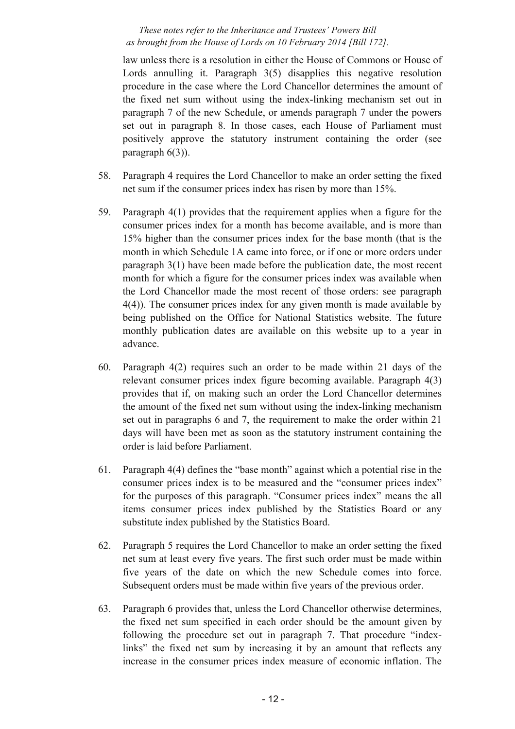law unless there is a resolution in either the House of Commons or House of Lords annulling it. Paragraph 3(5) disapplies this negative resolution procedure in the case where the Lord Chancellor determines the amount of the fixed net sum without using the index-linking mechanism set out in paragraph 7 of the new Schedule, or amends paragraph 7 under the powers set out in paragraph 8. In those cases, each House of Parliament must positively approve the statutory instrument containing the order (see paragraph 6(3)).

58. Paragraph 4 requires the Lord Chancellor to make an order setting the fixed net sum if the consumer prices index has risen by more than 15%.

59. Paragraph 4(1) provides that the requirement applies when a figure for the consumer prices index for a month has become available, and is more than 15% higher than the consumer prices index for the base month (that is the month in which Schedule 1A came into force, or if one or more orders under paragraph 3(1) have been made before the publication date, the most recent month for which a figure for the consumer prices index was available when the Lord Chancellor made the most recent of those orders: see paragraph 4(4)). The consumer prices index for any given month is made available by being published on the Office for National Statistics website. The future monthly publication dates are available on this website up to a year in advance.

60. Paragraph 4(2) requires such an order to be made within 21 days of the relevant consumer prices index figure becoming available. Paragraph 4(3) provides that if, on making such an order the Lord Chancellor determines the amount of the fixed net sum without using the index-linking mechanism set out in paragraphs 6 and 7, the requirement to make the order within 21 days will have been met as soon as the statutory instrument containing the order is laid before Parliament.

61. Paragraph 4(4) defines the "base month" against which a potential rise in the consumer prices index is to be measured and the "consumer prices index" for the purposes of this paragraph. "Consumer prices index" means the all items consumer prices index published by the Statistics Board or any substitute index published by the Statistics Board.

62. Paragraph 5 requires the Lord Chancellor to make an order setting the fixed net sum at least every five years. The first such order must be made within five years of the date on which the new Schedule comes into force. Subsequent orders must be made within five years of the previous order.

63. Paragraph 6 provides that, unless the Lord Chancellor otherwise determines, the fixed net sum specified in each order should be the amount given by following the procedure set out in paragraph 7. That procedure "index-links" the fixed net sum by increasing it by an amount that reflects any increase in the consumer prices index measure of economic inflation. The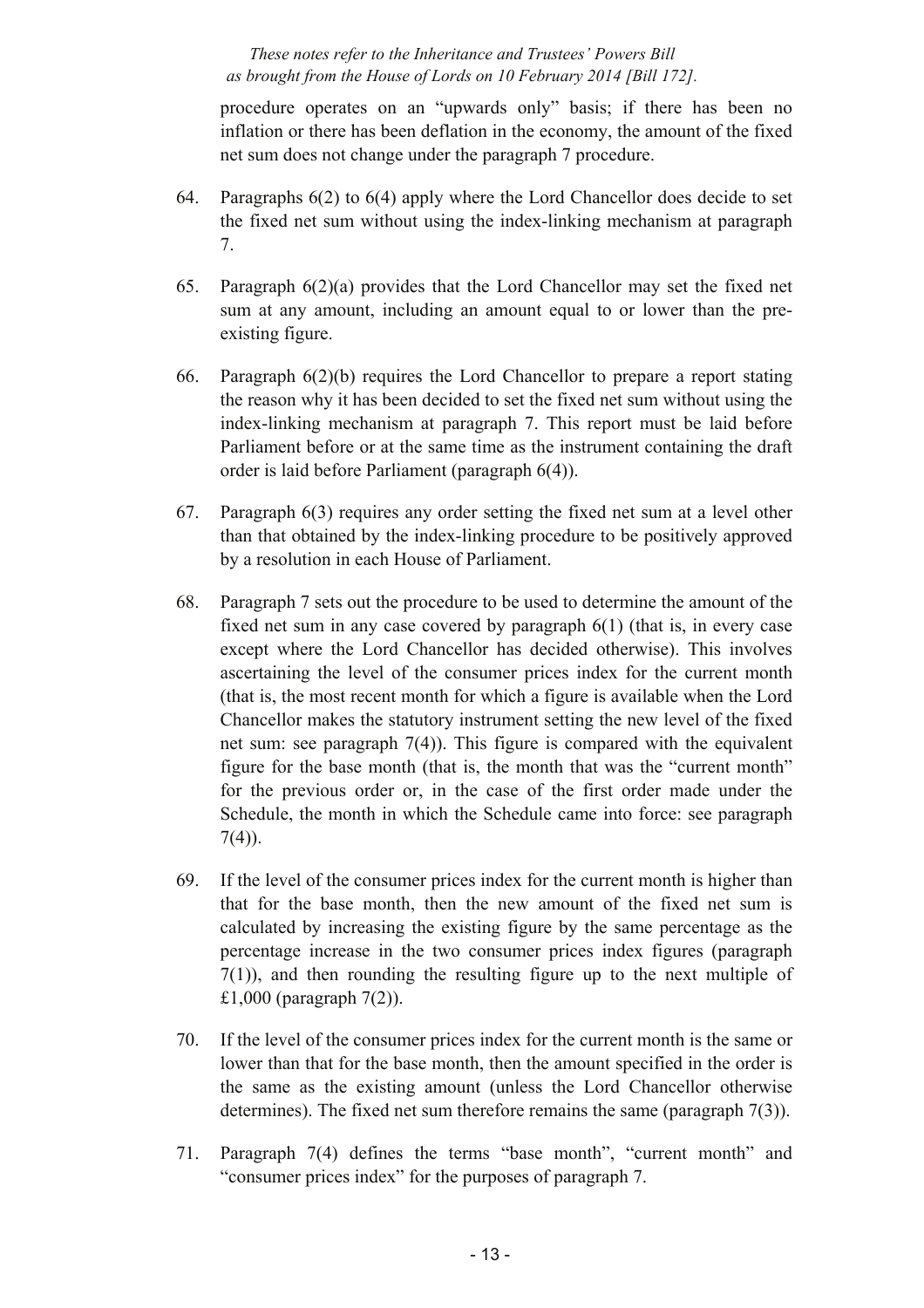procedure operates on an "upwards only" basis; if there has been no inflation or there has been deflation in the economy, the amount of the fixed net sum does not change under the paragraph 7 procedure.

64. Paragraphs 6(2) to 6(4) apply where the Lord Chancellor does decide to set the fixed net sum without using the index-linking mechanism at paragraph 7.

65. Paragraph 6(2)(a) provides that the Lord Chancellor may set the fixed net sum at any amount, including an amount equal to or lower than the pre-existing figure.

66. Paragraph 6(2)(b) requires the Lord Chancellor to prepare a report stating the reason why it has been decided to set the fixed net sum without using the index-linking mechanism at paragraph 7. This report must be laid before Parliament before or at the same time as the instrument containing the draft order is laid before Parliament (paragraph 6(4)).

67. Paragraph 6(3) requires any order setting the fixed net sum at a level other than that obtained by the index-linking procedure to be positively approved by a resolution in each House of Parliament.

68. Paragraph 7 sets out the procedure to be used to determine the amount of the fixed net sum in any case covered by paragraph 6(1) (that is, in every case except where the Lord Chancellor has decided otherwise). This involves ascertaining the level of the consumer prices index for the current month (that is, the most recent month for which a figure is available when the Lord Chancellor makes the statutory instrument setting the new level of the fixed net sum: see paragraph 7(4)). This figure is compared with the equivalent figure for the base month (that is, the month that was the "current month" for the previous order or, in the case of the first order made under the Schedule, the month in which the Schedule came into force: see paragraph 7(4)).

69. If the level of the consumer prices index for the current month is higher than that for the base month, then the new amount of the fixed net sum is calculated by increasing the existing figure by the same percentage as the percentage increase in the two consumer prices index figures (paragraph 7(1)), and then rounding the resulting figure up to the next multiple of £1,000 (paragraph 7(2)).

70. If the level of the consumer prices index for the current month is the same or lower than that for the base month, then the amount specified in the order is the same as the existing amount (unless the Lord Chancellor otherwise determines). The fixed net sum therefore remains the same (paragraph 7(3)).

71. Paragraph 7(4) defines the terms "base month", "current month" and "consumer prices index" for the purposes of paragraph 7.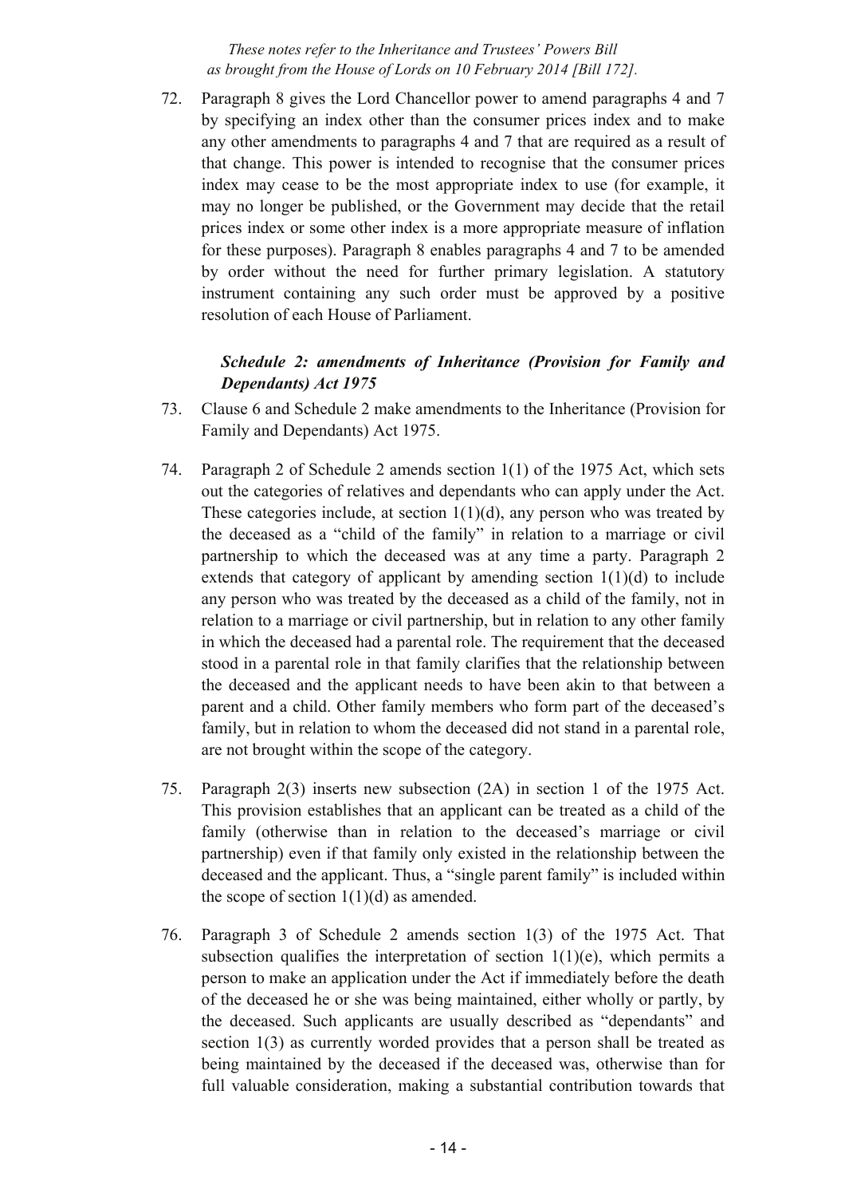72. Paragraph 8 gives the Lord Chancellor power to amend paragraphs 4 and 7 by specifying an index other than the consumer prices index and to make any other amendments to paragraphs 4 and 7 that are required as a result of that change. This power is intended to recognise that the consumer prices index may cease to be the most appropriate index to use (for example, it may no longer be published, or the Government may decide that the retail prices index or some other index is a more appropriate measure of inflation for these purposes). Paragraph 8 enables paragraphs 4 and 7 to be amended by order without the need for further primary legislation. A statutory instrument containing any such order must be approved by a positive resolution of each House of Parliament.

### *Schedule 2: amendments of Inheritance (Provision for Family and Dependants) Act 1975*

73. Clause 6 and Schedule 2 make amendments to the Inheritance (Provision for Family and Dependants) Act 1975.

74. Paragraph 2 of Schedule 2 amends section 1(1) of the 1975 Act, which sets out the categories of relatives and dependants who can apply under the Act. These categories include, at section 1(1)(d), any person who was treated by the deceased as a "child of the family" in relation to a marriage or civil partnership to which the deceased was at any time a party. Paragraph 2 extends that category of applicant by amending section 1(1)(d) to include any person who was treated by the deceased as a child of the family, not in relation to a marriage or civil partnership, but in relation to any other family in which the deceased had a parental role. The requirement that the deceased stood in a parental role in that family clarifies that the relationship between the deceased and the applicant needs to have been akin to that between a parent and a child. Other family members who form part of the deceased's family, but in relation to whom the deceased did not stand in a parental role, are not brought within the scope of the category.

75. Paragraph 2(3) inserts new subsection (2A) in section 1 of the 1975 Act. This provision establishes that an applicant can be treated as a child of the family (otherwise than in relation to the deceased's marriage or civil partnership) even if that family only existed in the relationship between the deceased and the applicant. Thus, a "single parent family" is included within the scope of section 1(1)(d) as amended.

76. Paragraph 3 of Schedule 2 amends section 1(3) of the 1975 Act. That subsection qualifies the interpretation of section 1(1)(e), which permits a person to make an application under the Act if immediately before the death of the deceased he or she was being maintained, either wholly or partly, by the deceased. Such applicants are usually described as "dependants" and section 1(3) as currently worded provides that a person shall be treated as being maintained by the deceased if the deceased was, otherwise than for full valuable consideration, making a substantial contribution towards that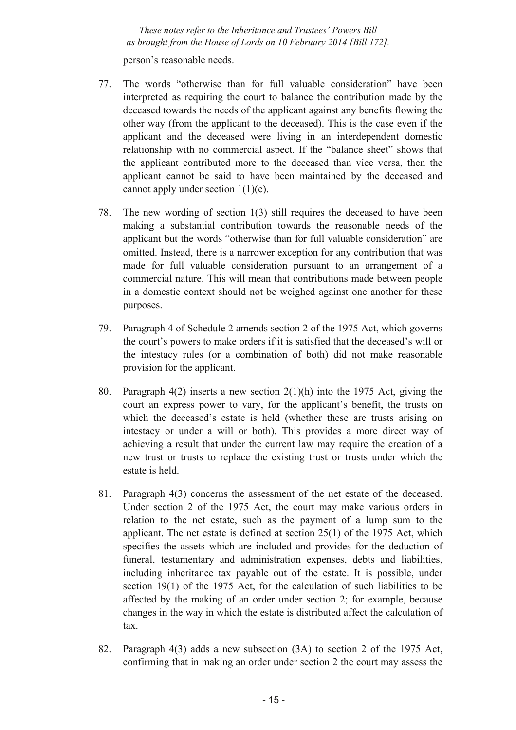person's reasonable needs.

77. The words "otherwise than for full valuable consideration" have been interpreted as requiring the court to balance the contribution made by the deceased towards the needs of the applicant against any benefits flowing the other way (from the applicant to the deceased). This is the case even if the applicant and the deceased were living in an interdependent domestic relationship with no commercial aspect. If the "balance sheet" shows that the applicant contributed more to the deceased than vice versa, then the applicant cannot be said to have been maintained by the deceased and cannot apply under section 1(1)(e).

78. The new wording of section 1(3) still requires the deceased to have been making a substantial contribution towards the reasonable needs of the applicant but the words "otherwise than for full valuable consideration" are omitted. Instead, there is a narrower exception for any contribution that was made for full valuable consideration pursuant to an arrangement of a commercial nature. This will mean that contributions made between people in a domestic context should not be weighed against one another for these purposes.

79. Paragraph 4 of Schedule 2 amends section 2 of the 1975 Act, which governs the court's powers to make orders if it is satisfied that the deceased's will or the intestacy rules (or a combination of both) did not make reasonable provision for the applicant.

80. Paragraph 4(2) inserts a new section 2(1)(h) into the 1975 Act, giving the court an express power to vary, for the applicant's benefit, the trusts on which the deceased's estate is held (whether these are trusts arising on intestacy or under a will or both). This provides a more direct way of achieving a result that under the current law may require the creation of a new trust or trusts to replace the existing trust or trusts under which the estate is held.

81. Paragraph 4(3) concerns the assessment of the net estate of the deceased. Under section 2 of the 1975 Act, the court may make various orders in relation to the net estate, such as the payment of a lump sum to the applicant. The net estate is defined at section 25(1) of the 1975 Act, which specifies the assets which are included and provides for the deduction of funeral, testamentary and administration expenses, debts and liabilities, including inheritance tax payable out of the estate. It is possible, under section 19(1) of the 1975 Act, for the calculation of such liabilities to be affected by the making of an order under section 2; for example, because changes in the way in which the estate is distributed affect the calculation of tax.

82. Paragraph 4(3) adds a new subsection (3A) to section 2 of the 1975 Act, confirming that in making an order under section 2 the court may assess the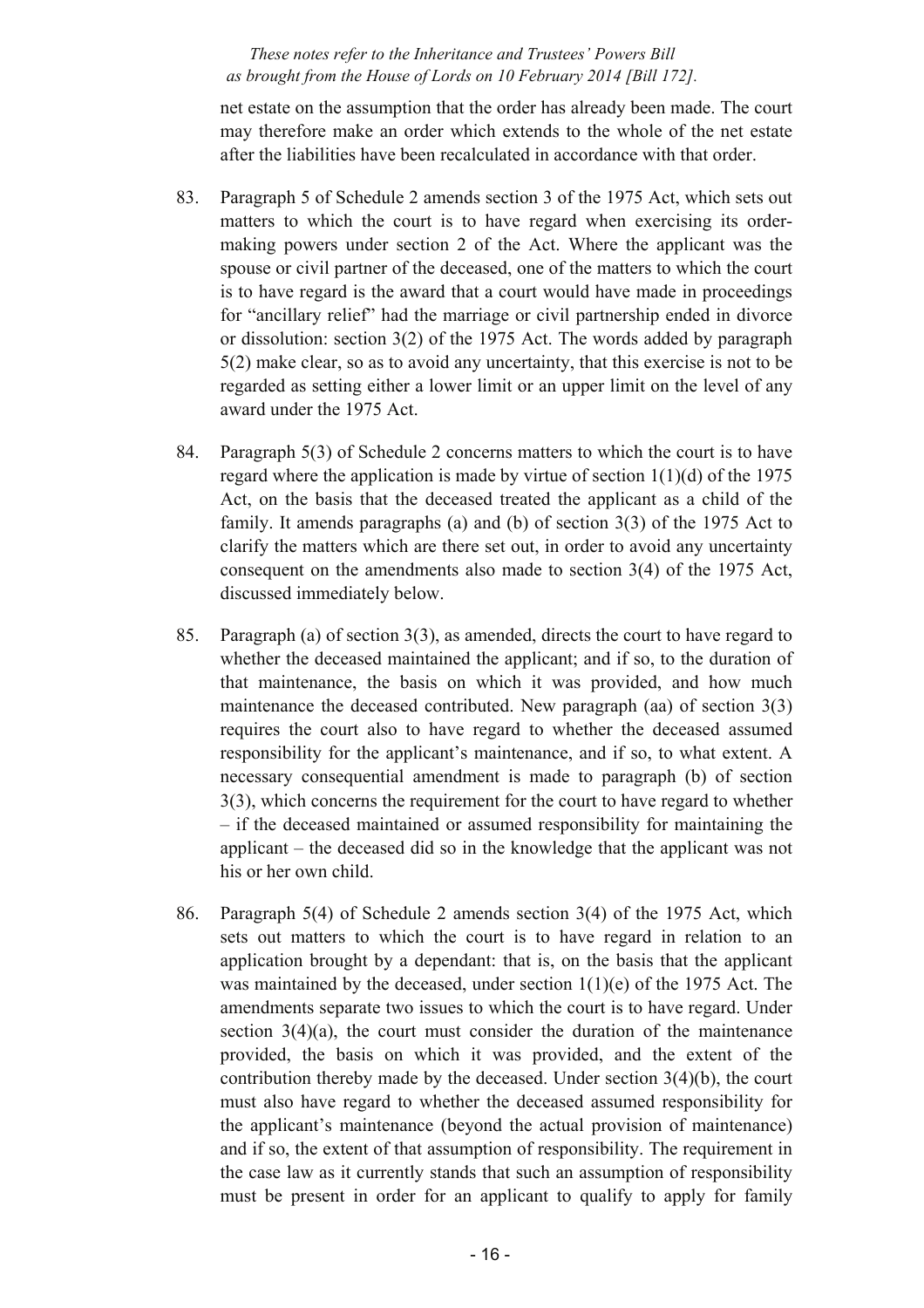net estate on the assumption that the order has already been made. The court may therefore make an order which extends to the whole of the net estate after the liabilities have been recalculated in accordance with that order.

83. Paragraph 5 of Schedule 2 amends section 3 of the 1975 Act, which sets out matters to which the court is to have regard when exercising its order-making powers under section 2 of the Act. Where the applicant was the spouse or civil partner of the deceased, one of the matters to which the court is to have regard is the award that a court would have made in proceedings for "ancillary relief" had the marriage or civil partnership ended in divorce or dissolution: section 3(2) of the 1975 Act. The words added by paragraph 5(2) make clear, so as to avoid any uncertainty, that this exercise is not to be regarded as setting either a lower limit or an upper limit on the level of any award under the 1975 Act.

84. Paragraph 5(3) of Schedule 2 concerns matters to which the court is to have regard where the application is made by virtue of section 1(1)(d) of the 1975 Act, on the basis that the deceased treated the applicant as a child of the family. It amends paragraphs (a) and (b) of section 3(3) of the 1975 Act to clarify the matters which are there set out, in order to avoid any uncertainty consequent on the amendments also made to section 3(4) of the 1975 Act, discussed immediately below.

85. Paragraph (a) of section 3(3), as amended, directs the court to have regard to whether the deceased maintained the applicant; and if so, to the duration of that maintenance, the basis on which it was provided, and how much maintenance the deceased contributed. New paragraph (aa) of section 3(3) requires the court also to have regard to whether the deceased assumed responsibility for the applicant's maintenance, and if so, to what extent. A necessary consequential amendment is made to paragraph (b) of section 3(3), which concerns the requirement for the court to have regard to whether – if the deceased maintained or assumed responsibility for maintaining the applicant – the deceased did so in the knowledge that the applicant was not his or her own child.

86. Paragraph 5(4) of Schedule 2 amends section 3(4) of the 1975 Act, which sets out matters to which the court is to have regard in relation to an application brought by a dependant: that is, on the basis that the applicant was maintained by the deceased, under section 1(1)(e) of the 1975 Act. The amendments separate two issues to which the court is to have regard. Under section 3(4)(a), the court must consider the duration of the maintenance provided, the basis on which it was provided, and the extent of the contribution thereby made by the deceased. Under section 3(4)(b), the court must also have regard to whether the deceased assumed responsibility for the applicant's maintenance (beyond the actual provision of maintenance) and if so, the extent of that assumption of responsibility. The requirement in the case law as it currently stands that such an assumption of responsibility must be present in order for an applicant to qualify to apply for family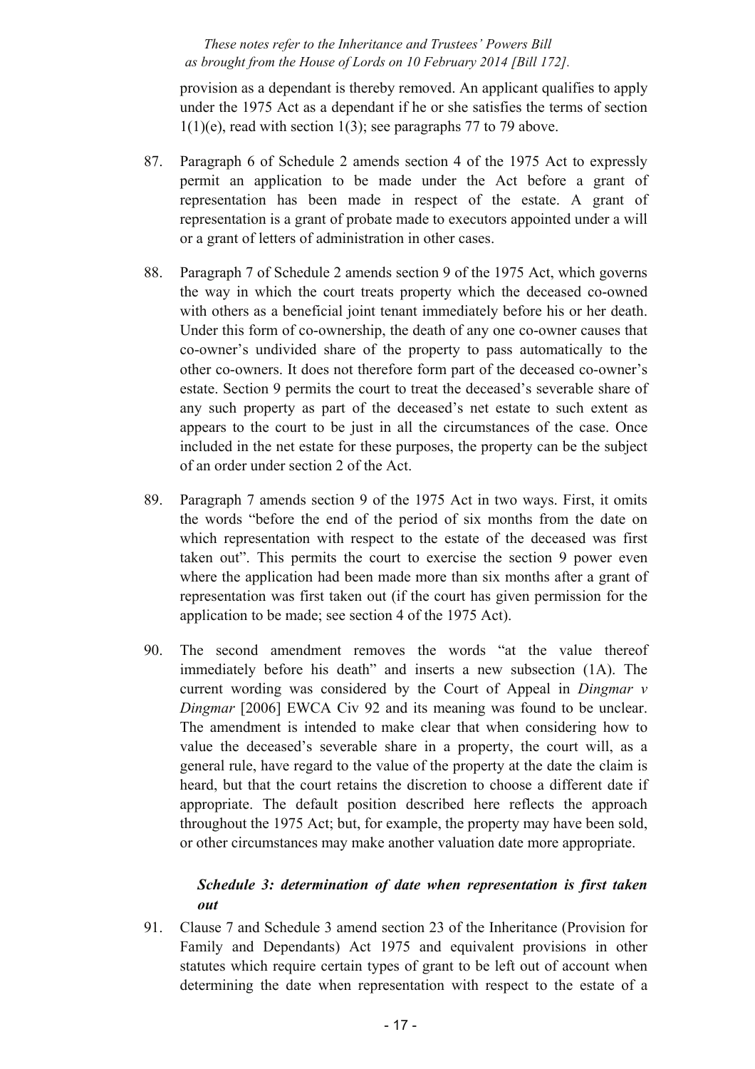provision as a dependant is thereby removed. An applicant qualifies to apply under the 1975 Act as a dependant if he or she satisfies the terms of section 1(1)(e), read with section 1(3); see paragraphs 77 to 79 above.

87. Paragraph 6 of Schedule 2 amends section 4 of the 1975 Act to expressly permit an application to be made under the Act before a grant of representation has been made in respect of the estate. A grant of representation is a grant of probate made to executors appointed under a will or a grant of letters of administration in other cases.

88. Paragraph 7 of Schedule 2 amends section 9 of the 1975 Act, which governs the way in which the court treats property which the deceased co-owned with others as a beneficial joint tenant immediately before his or her death. Under this form of co-ownership, the death of any one co-owner causes that co-owner's undivided share of the property to pass automatically to the other co-owners. It does not therefore form part of the deceased co-owner's estate. Section 9 permits the court to treat the deceased's severable share of any such property as part of the deceased's net estate to such extent as appears to the court to be just in all the circumstances of the case. Once included in the net estate for these purposes, the property can be the subject of an order under section 2 of the Act.

89. Paragraph 7 amends section 9 of the 1975 Act in two ways. First, it omits the words "before the end of the period of six months from the date on which representation with respect to the estate of the deceased was first taken out". This permits the court to exercise the section 9 power even where the application had been made more than six months after a grant of representation was first taken out (if the court has given permission for the application to be made; see section 4 of the 1975 Act).

90. The second amendment removes the words "at the value thereof immediately before his death" and inserts a new subsection (1A). The current wording was considered by the Court of Appeal in *Dingmar v Dingmar* [2006] EWCA Civ 92 and its meaning was found to be unclear. The amendment is intended to make clear that when considering how to value the deceased's severable share in a property, the court will, as a general rule, have regard to the value of the property at the date the claim is heard, but that the court retains the discretion to choose a different date if appropriate. The default position described here reflects the approach throughout the 1975 Act; but, for example, the property may have been sold, or other circumstances may make another valuation date more appropriate.

***Schedule 3: determination of date when representation is first taken out***

91. Clause 7 and Schedule 3 amend section 23 of the Inheritance (Provision for Family and Dependants) Act 1975 and equivalent provisions in other statutes which require certain types of grant to be left out of account when determining the date when representation with respect to the estate of a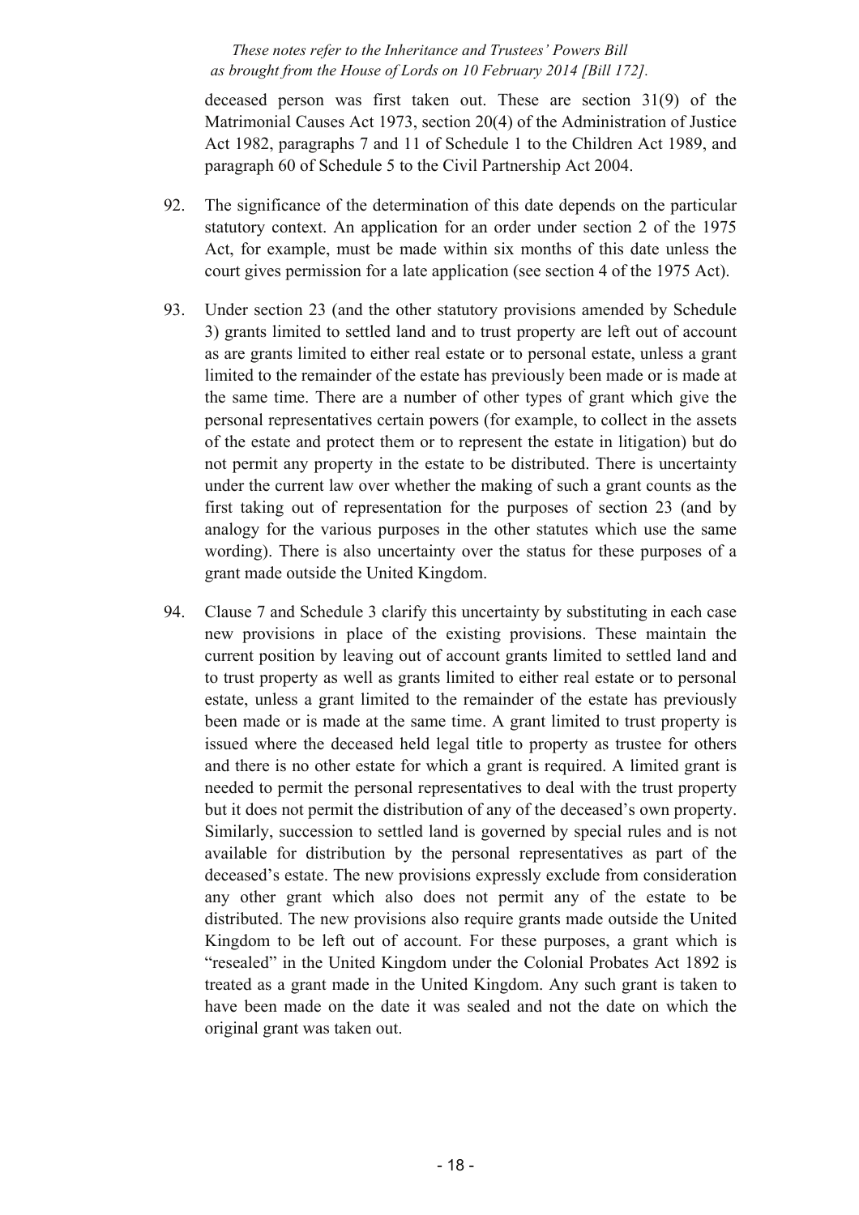deceased person was first taken out. These are section 31(9) of the Matrimonial Causes Act 1973, section 20(4) of the Administration of Justice Act 1982, paragraphs 7 and 11 of Schedule 1 to the Children Act 1989, and paragraph 60 of Schedule 5 to the Civil Partnership Act 2004.

92. The significance of the determination of this date depends on the particular statutory context. An application for an order under section 2 of the 1975 Act, for example, must be made within six months of this date unless the court gives permission for a late application (see section 4 of the 1975 Act).

93. Under section 23 (and the other statutory provisions amended by Schedule 3) grants limited to settled land and to trust property are left out of account as are grants limited to either real estate or to personal estate, unless a grant limited to the remainder of the estate has previously been made or is made at the same time. There are a number of other types of grant which give the personal representatives certain powers (for example, to collect in the assets of the estate and protect them or to represent the estate in litigation) but do not permit any property in the estate to be distributed. There is uncertainty under the current law over whether the making of such a grant counts as the first taking out of representation for the purposes of section 23 (and by analogy for the various purposes in the other statutes which use the same wording). There is also uncertainty over the status for these purposes of a grant made outside the United Kingdom.

94. Clause 7 and Schedule 3 clarify this uncertainty by substituting in each case new provisions in place of the existing provisions. These maintain the current position by leaving out of account grants limited to settled land and to trust property as well as grants limited to either real estate or to personal estate, unless a grant limited to the remainder of the estate has previously been made or is made at the same time. A grant limited to trust property is issued where the deceased held legal title to property as trustee for others and there is no other estate for which a grant is required. A limited grant is needed to permit the personal representatives to deal with the trust property but it does not permit the distribution of any of the deceased's own property. Similarly, succession to settled land is governed by special rules and is not available for distribution by the personal representatives as part of the deceased's estate. The new provisions expressly exclude from consideration any other grant which also does not permit any of the estate to be distributed. The new provisions also require grants made outside the United Kingdom to be left out of account. For these purposes, a grant which is "resealed" in the United Kingdom under the Colonial Probates Act 1892 is treated as a grant made in the United Kingdom. Any such grant is taken to have been made on the date it was sealed and not the date on which the original grant was taken out.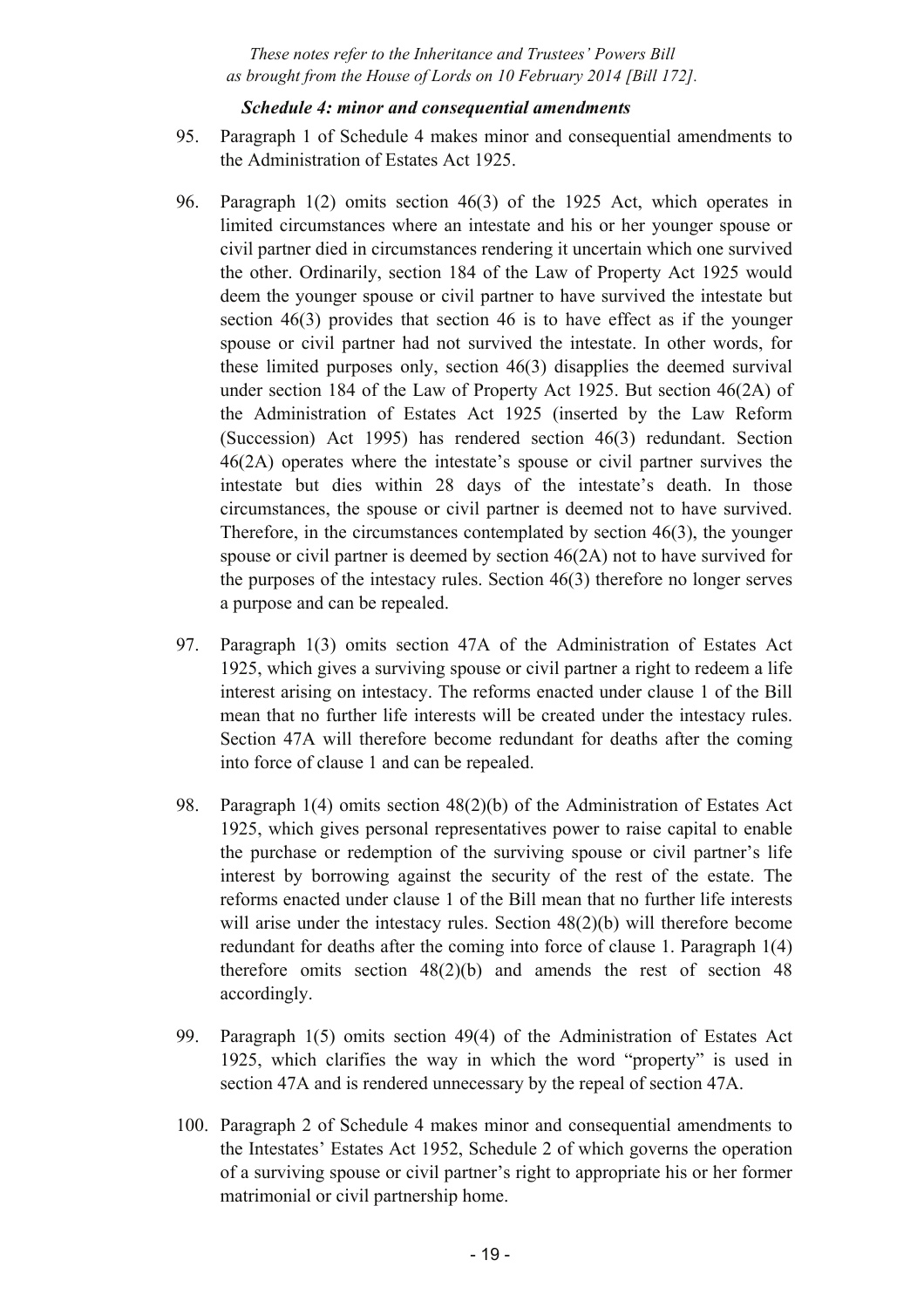*Schedule 4: minor and consequential amendments*

95. Paragraph 1 of Schedule 4 makes minor and consequential amendments to the Administration of Estates Act 1925.

96. Paragraph 1(2) omits section 46(3) of the 1925 Act, which operates in limited circumstances where an intestate and his or her younger spouse or civil partner died in circumstances rendering it uncertain which one survived the other. Ordinarily, section 184 of the Law of Property Act 1925 would deem the younger spouse or civil partner to have survived the intestate but section 46(3) provides that section 46 is to have effect as if the younger spouse or civil partner had not survived the intestate. In other words, for these limited purposes only, section 46(3) disapplies the deemed survival under section 184 of the Law of Property Act 1925. But section 46(2A) of the Administration of Estates Act 1925 (inserted by the Law Reform (Succession) Act 1995) has rendered section 46(3) redundant. Section 46(2A) operates where the intestate's spouse or civil partner survives the intestate but dies within 28 days of the intestate's death. In those circumstances, the spouse or civil partner is deemed not to have survived. Therefore, in the circumstances contemplated by section 46(3), the younger spouse or civil partner is deemed by section 46(2A) not to have survived for the purposes of the intestacy rules. Section 46(3) therefore no longer serves a purpose and can be repealed.

97. Paragraph 1(3) omits section 47A of the Administration of Estates Act 1925, which gives a surviving spouse or civil partner a right to redeem a life interest arising on intestacy. The reforms enacted under clause 1 of the Bill mean that no further life interests will be created under the intestacy rules. Section 47A will therefore become redundant for deaths after the coming into force of clause 1 and can be repealed.

98. Paragraph 1(4) omits section 48(2)(b) of the Administration of Estates Act 1925, which gives personal representatives power to raise capital to enable the purchase or redemption of the surviving spouse or civil partner's life interest by borrowing against the security of the rest of the estate. The reforms enacted under clause 1 of the Bill mean that no further life interests will arise under the intestacy rules. Section 48(2)(b) will therefore become redundant for deaths after the coming into force of clause 1. Paragraph 1(4) therefore omits section 48(2)(b) and amends the rest of section 48 accordingly.

99. Paragraph 1(5) omits section 49(4) of the Administration of Estates Act 1925, which clarifies the way in which the word "property" is used in section 47A and is rendered unnecessary by the repeal of section 47A.

100. Paragraph 2 of Schedule 4 makes minor and consequential amendments to the Intestates' Estates Act 1952, Schedule 2 of which governs the operation of a surviving spouse or civil partner's right to appropriate his or her former matrimonial or civil partnership home.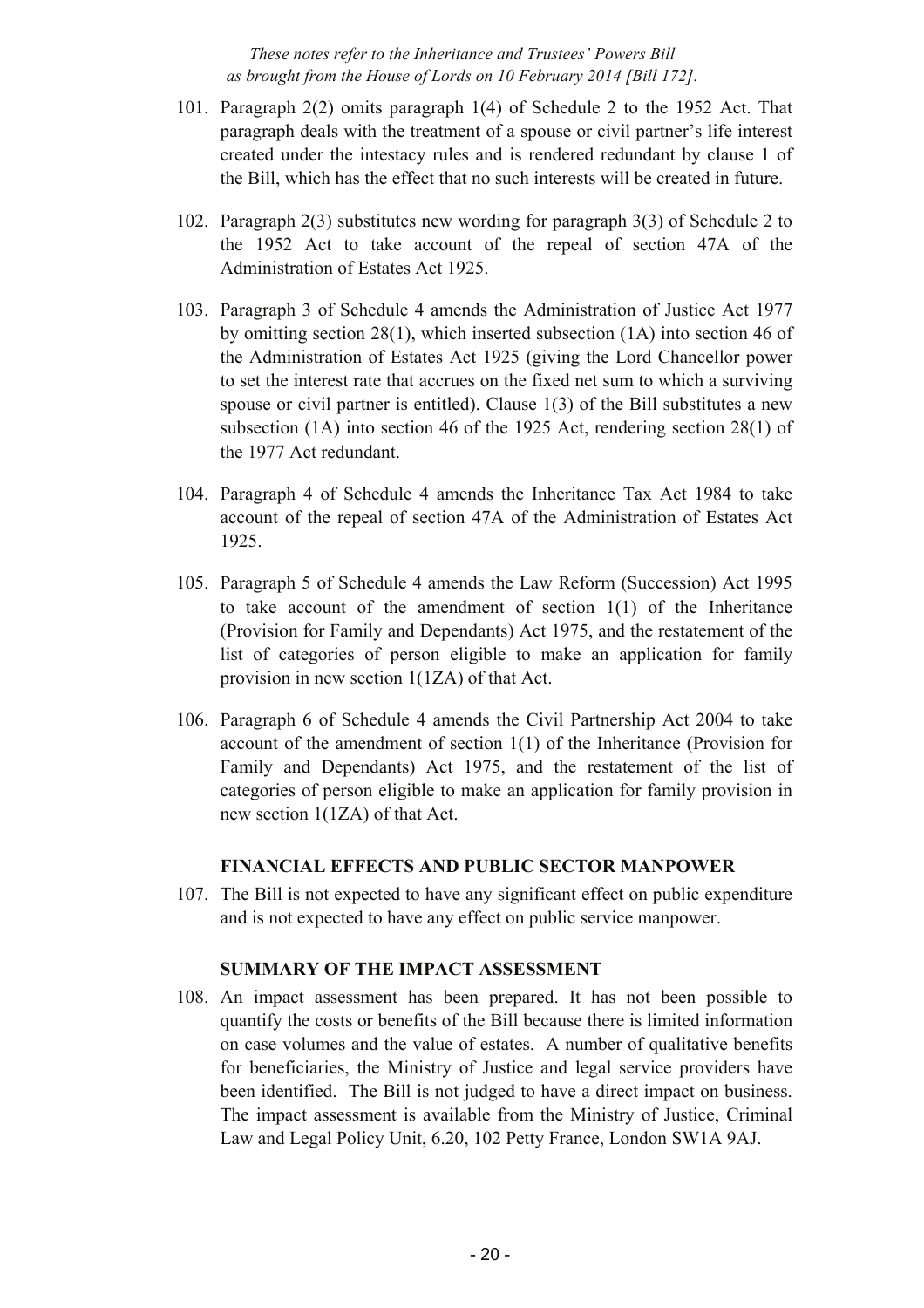101. Paragraph 2(2) omits paragraph 1(4) of Schedule 2 to the 1952 Act. That paragraph deals with the treatment of a spouse or civil partner's life interest created under the intestacy rules and is rendered redundant by clause 1 of the Bill, which has the effect that no such interests will be created in future.

102. Paragraph 2(3) substitutes new wording for paragraph 3(3) of Schedule 2 to the 1952 Act to take account of the repeal of section 47A of the Administration of Estates Act 1925.

103. Paragraph 3 of Schedule 4 amends the Administration of Justice Act 1977 by omitting section 28(1), which inserted subsection (1A) into section 46 of the Administration of Estates Act 1925 (giving the Lord Chancellor power to set the interest rate that accrues on the fixed net sum to which a surviving spouse or civil partner is entitled). Clause 1(3) of the Bill substitutes a new subsection (1A) into section 46 of the 1925 Act, rendering section 28(1) of the 1977 Act redundant.

104. Paragraph 4 of Schedule 4 amends the Inheritance Tax Act 1984 to take account of the repeal of section 47A of the Administration of Estates Act 1925.

105. Paragraph 5 of Schedule 4 amends the Law Reform (Succession) Act 1995 to take account of the amendment of section 1(1) of the Inheritance (Provision for Family and Dependants) Act 1975, and the restatement of the list of categories of person eligible to make an application for family provision in new section 1(1ZA) of that Act.

106. Paragraph 6 of Schedule 4 amends the Civil Partnership Act 2004 to take account of the amendment of section 1(1) of the Inheritance (Provision for Family and Dependants) Act 1975, and the restatement of the list of categories of person eligible to make an application for family provision in new section 1(1ZA) of that Act.

## FINANCIAL EFFECTS AND PUBLIC SECTOR MANPOWER

107. The Bill is not expected to have any significant effect on public expenditure and is not expected to have any effect on public service manpower.

## SUMMARY OF THE IMPACT ASSESSMENT

108. An impact assessment has been prepared. It has not been possible to quantify the costs or benefits of the Bill because there is limited information on case volumes and the value of estates. A number of qualitative benefits for beneficiaries, the Ministry of Justice and legal service providers have been identified. The Bill is not judged to have a direct impact on business. The impact assessment is available from the Ministry of Justice, Criminal Law and Legal Policy Unit, 6.20, 102 Petty France, London SW1A 9AJ.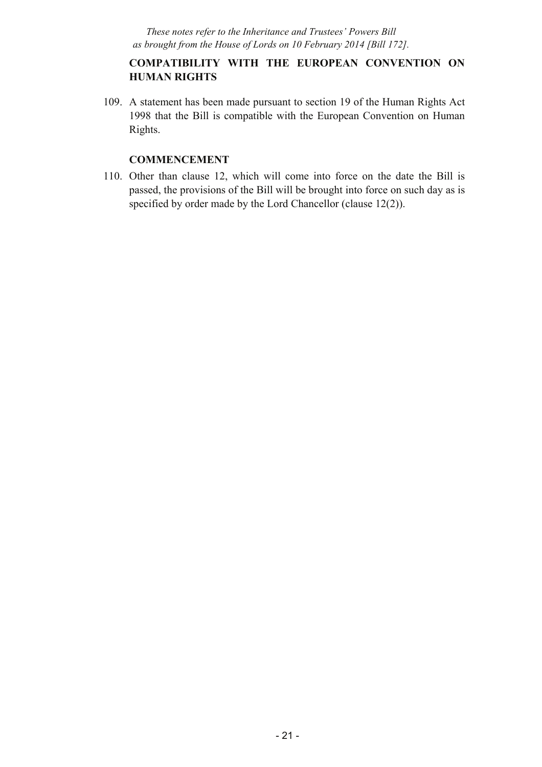## COMPATIBILITY WITH THE EUROPEAN CONVENTION ON HUMAN RIGHTS

109. A statement has been made pursuant to section 19 of the Human Rights Act 1998 that the Bill is compatible with the European Convention on Human Rights.

## COMMENCEMENT

110. Other than clause 12, which will come into force on the date the Bill is passed, the provisions of the Bill will be brought into force on such day as is specified by order made by the Lord Chancellor (clause 12(2)).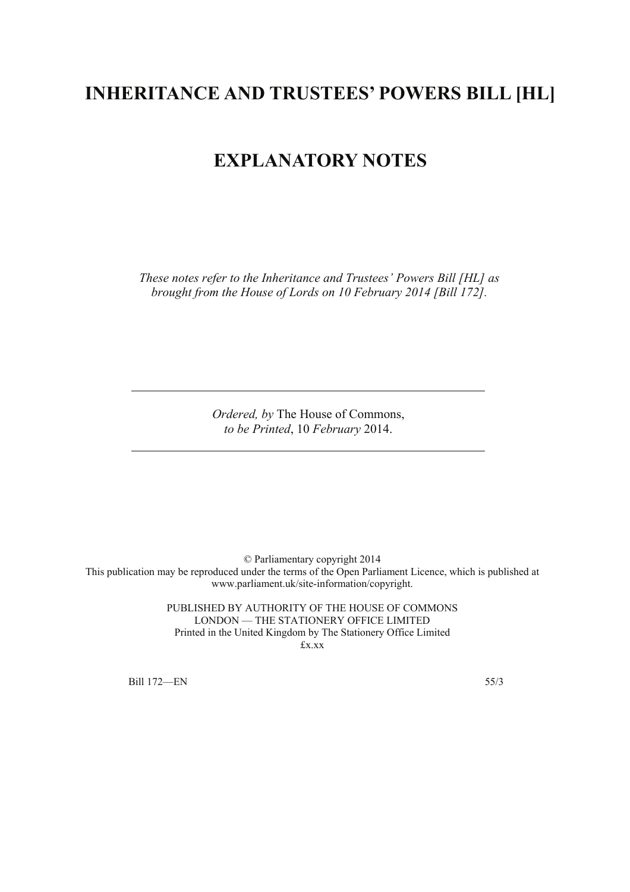# INHERITANCE AND TRUSTEES' POWERS BILL [HL]

# EXPLANATORY NOTES

*These notes refer to the Inheritance and Trustees' Powers Bill [HL] as brought from the House of Lords on 10 February 2014 [Bill 172].*

---

*Ordered, by* The House of Commons, *to be Printed*, 10 *February* 2014.

---

© Parliamentary copyright 2014
This publication may be reproduced under the terms of the Open Parliament Licence, which is published at www.parliament.uk/site-information/copyright.

PUBLISHED BY AUTHORITY OF THE HOUSE OF COMMONS
LONDON — THE STATIONERY OFFICE LIMITED
Printed in the United Kingdom by The Stationery Office Limited
£x.xx

Bill 172—EN 55/3